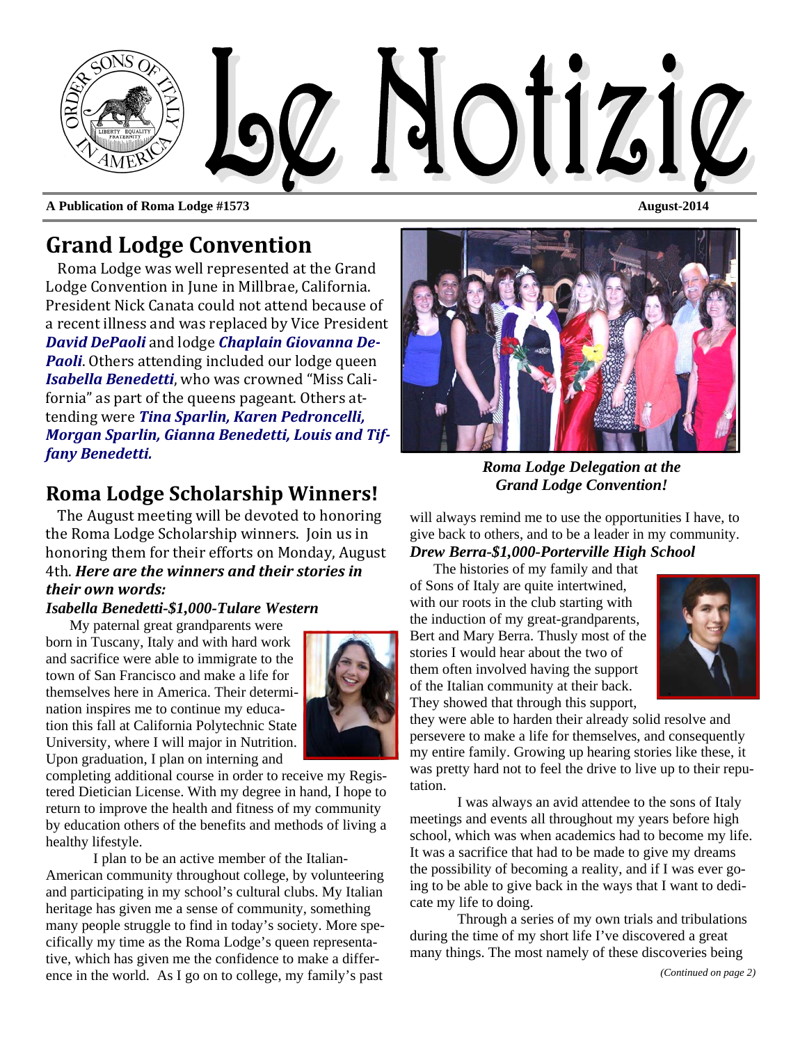Le Notizie

**A Publication of Roma Lodge #1573** **August-2014**

## Grand Lodge Convention

Roma Lodge was well represented at the Grand Lodge Convention in June in Millbrae, California. President Nick Canata could not attend because of a recent illness and was replaced by Vice President ***David DePaoli*** and lodge ***Chaplain Giovanna DePaoli***. Others attending included our lodge queen ***Isabella Benedetti***, who was crowned "Miss California" as part of the queens pageant. Others attending were ***Tina Sparlin, Karen Pedroncelli, Morgan Sparlin, Gianna Benedetti, Louis and Tiffany Benedetti.***

***Roma Lodge Delegation at the Grand Lodge Convention!***

## Roma Lodge Scholarship Winners!

The August meeting will be devoted to honoring the Roma Lodge Scholarship winners. Join us in honoring them for their efforts on Monday, August 4th. ***Here are the winners and their stories in their own words:***

***Isabella Benedetti-$1,000-Tulare Western***

My paternal great grandparents were born in Tuscany, Italy and with hard work and sacrifice were able to immigrate to the town of San Francisco and make a life for themselves here in America. Their determination inspires me to continue my education this fall at California Polytechnic State University, where I will major in Nutrition. Upon graduation, I plan on interning and completing additional course in order to receive my Registered Dietician License. With my degree in hand, I hope to return to improve the health and fitness of my community by education others of the benefits and methods of living a healthy lifestyle.

I plan to be an active member of the Italian-American community throughout college, by volunteering and participating in my school's cultural clubs. My Italian heritage has given me a sense of community, something many people struggle to find in today's society. More specifically my time as the Roma Lodge's queen representative, which has given me the confidence to make a difference in the world. As I go on to college, my family's past will always remind me to use the opportunities I have, to give back to others, and to be a leader in my community.

***Drew Berra-$1,000-Porterville High School***

The histories of my family and that of Sons of Italy are quite intertwined, with our roots in the club starting with the induction of my great-grandparents, Bert and Mary Berra. Thusly most of the stories I would hear about the two of them often involved having the support of the Italian community at their back. They showed that through this support, they were able to harden their already solid resolve and persevere to make a life for themselves, and consequently my entire family. Growing up hearing stories like these, it was pretty hard not to feel the drive to live up to their reputation.

I was always an avid attendee to the sons of Italy meetings and events all throughout my years before high school, which was when academics had to become my life. It was a sacrifice that had to be made to give my dreams the possibility of becoming a reality, and if I was ever going to be able to give back in the ways that I want to dedicate my life to doing.

Through a series of my own trials and tribulations during the time of my short life I've discovered a great many things. The most namely of these discoveries being

*(Continued on page 2)*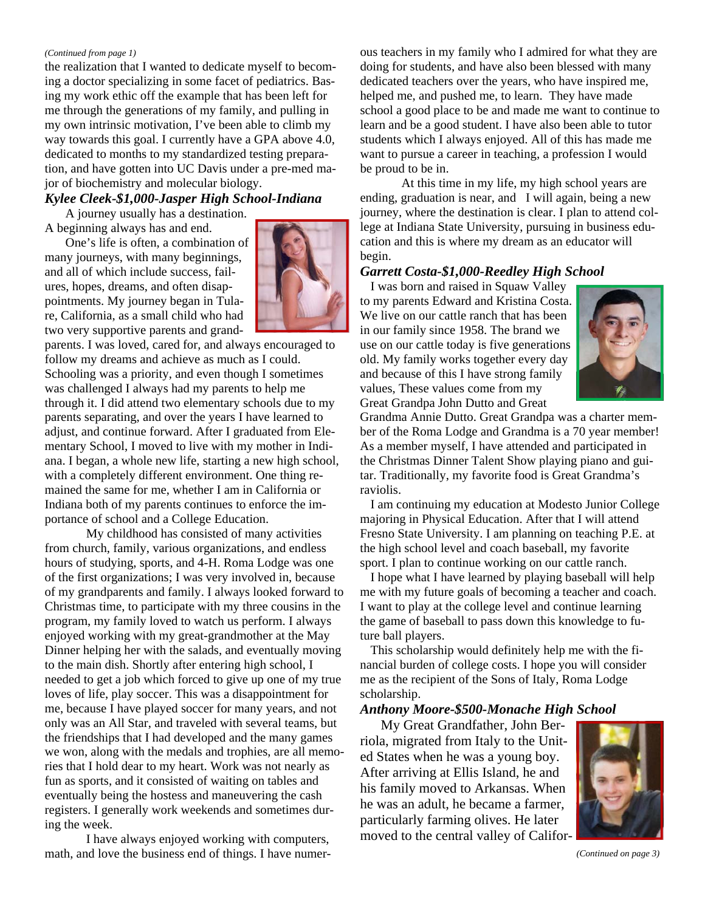*(Continued from page 1)*

the realization that I wanted to dedicate myself to becoming a doctor specializing in some facet of pediatrics. Basing my work ethic off the example that has been left for me through the generations of my family, and pulling in my own intrinsic motivation, I've been able to climb my way towards this goal. I currently have a GPA above 4.0, dedicated to months to my standardized testing preparation, and have gotten into UC Davis under a pre-med major of biochemistry and molecular biology.

### *Kylee Cleek-$1,000-Jasper High School-Indiana*

A journey usually has a destination. A beginning always has and end.

One's life is often, a combination of many journeys, with many beginnings, and all of which include success, failures, hopes, dreams, and often disappointments. My journey began in Tulare, California, as a small child who had two very supportive parents and grandparents. I was loved, cared for, and always encouraged to follow my dreams and achieve as much as I could. Schooling was a priority, and even though I sometimes was challenged I always had my parents to help me through it. I did attend two elementary schools due to my parents separating, and over the years I have learned to adjust, and continue forward. After I graduated from Elementary School, I moved to live with my mother in Indiana. I began, a whole new life, starting a new high school, with a completely different environment. One thing remained the same for me, whether I am in California or Indiana both of my parents continues to enforce the importance of school and a College Education.

My childhood has consisted of many activities from church, family, various organizations, and endless hours of studying, sports, and 4-H. Roma Lodge was one of the first organizations; I was very involved in, because of my grandparents and family. I always looked forward to Christmas time, to participate with my three cousins in the program, my family loved to watch us perform. I always enjoyed working with my great-grandmother at the May Dinner helping her with the salads, and eventually moving to the main dish. Shortly after entering high school, I needed to get a job which forced to give up one of my true loves of life, play soccer. This was a disappointment for me, because I have played soccer for many years, and not only was an All Star, and traveled with several teams, but the friendships that I had developed and the many games we won, along with the medals and trophies, are all memories that I hold dear to my heart. Work was not nearly as fun as sports, and it consisted of waiting on tables and eventually being the hostess and maneuvering the cash registers. I generally work weekends and sometimes during the week.

I have always enjoyed working with computers, math, and love the business end of things. I have numerous teachers in my family who I admired for what they are doing for students, and have also been blessed with many dedicated teachers over the years, who have inspired me, helped me, and pushed me, to learn. They have made school a good place to be and made me want to continue to learn and be a good student. I have also been able to tutor students which I always enjoyed. All of this has made me want to pursue a career in teaching, a profession I would be proud to be in.

At this time in my life, my high school years are ending, graduation is near, and I will again, being a new journey, where the destination is clear. I plan to attend college at Indiana State University, pursuing in business education and this is where my dream as an educator will begin.

### *Garrett Costa-$1,000-Reedley High School*

I was born and raised in Squaw Valley to my parents Edward and Kristina Costa. We live on our cattle ranch that has been in our family since 1958. The brand we use on our cattle today is five generations old. My family works together every day and because of this I have strong family values, These values come from my Great Grandpa John Dutto and Great Grandma Annie Dutto. Great Grandpa was a charter member of the Roma Lodge and Grandma is a 70 year member! As a member myself, I have attended and participated in the Christmas Dinner Talent Show playing piano and guitar. Traditionally, my favorite food is Great Grandma's raviolis.

I am continuing my education at Modesto Junior College majoring in Physical Education. After that I will attend Fresno State University. I am planning on teaching P.E. at the high school level and coach baseball, my favorite sport. I plan to continue working on our cattle ranch.

I hope what I have learned by playing baseball will help me with my future goals of becoming a teacher and coach. I want to play at the college level and continue learning the game of baseball to pass down this knowledge to future ball players.

This scholarship would definitely help me with the financial burden of college costs. I hope you will consider me as the recipient of the Sons of Italy, Roma Lodge scholarship.

### *Anthony Moore-$500-Monache High School*

My Great Grandfather, John Berriola, migrated from Italy to the United States when he was a young boy. After arriving at Ellis Island, he and his family moved to Arkansas. When he was an adult, he became a farmer, particularly farming olives. He later moved to the central valley of Califor-

*(Continued on page 3)*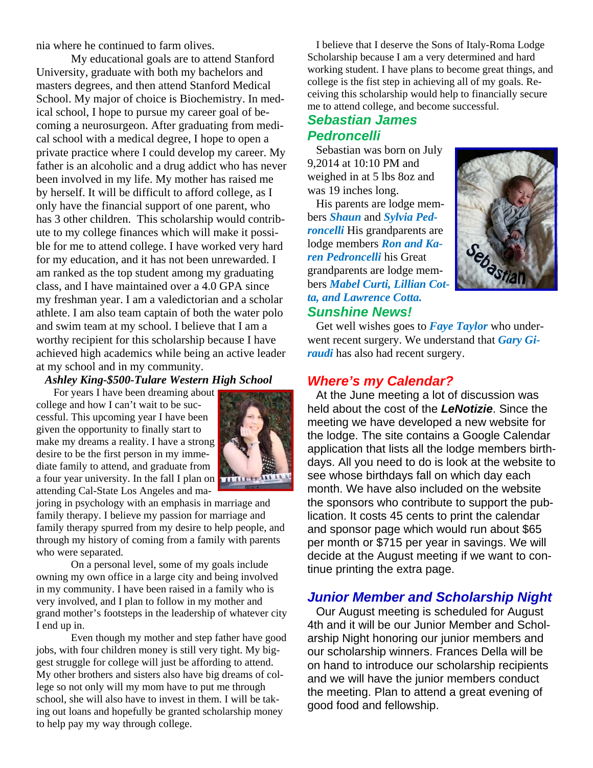nia where he continued to farm olives.

My educational goals are to attend Stanford University, graduate with both my bachelors and masters degrees, and then attend Stanford Medical School. My major of choice is Biochemistry. In medical school, I hope to pursue my career goal of becoming a neurosurgeon. After graduating from medical school with a medical degree, I hope to open a private practice where I could develop my career. My father is an alcoholic and a drug addict who has never been involved in my life. My mother has raised me by herself. It will be difficult to afford college, as I only have the financial support of one parent, who has 3 other children. This scholarship would contribute to my college finances which will make it possible for me to attend college. I have worked very hard for my education, and it has not been unrewarded. I am ranked as the top student among my graduating class, and I have maintained over a 4.0 GPA since my freshman year. I am a valedictorian and a scholar athlete. I am also team captain of both the water polo and swim team at my school. I believe that I am a worthy recipient for this scholarship because I have achieved high academics while being an active leader at my school and in my community.

***Ashley King-$500-Tulare Western High School***

For years I have been dreaming about college and how I can't wait to be successful. This upcoming year I have been given the opportunity to finally start to make my dreams a reality. I have a strong desire to be the first person in my immediate family to attend, and graduate from a four year university. In the fall I plan on attending Cal-State Los Angeles and majoring in psychology with an emphasis in marriage and family therapy. I believe my passion for marriage and family therapy spurred from my desire to help people, and through my history of coming from a family with parents who were separated.

On a personal level, some of my goals include owning my own office in a large city and being involved in my community. I have been raised in a family who is very involved, and I plan to follow in my mother and grand mother's footsteps in the leadership of whatever city I end up in.

Even though my mother and step father have good jobs, with four children money is still very tight. My biggest struggle for college will just be affording to attend. My other brothers and sisters also have big dreams of college so not only will my mom have to put me through school, she will also have to invest in them. I will be taking out loans and hopefully be granted scholarship money to help pay my way through college.

I believe that I deserve the Sons of Italy-Roma Lodge Scholarship because I am a very determined and hard working student. I have plans to become great things, and college is the fist step in achieving all of my goals. Receiving this scholarship would help to financially secure me to attend college, and become successful.

## Sebastian James Pedroncelli

Sebastian was born on July 9,2014 at 10:10 PM and weighed in at 5 lbs 8oz and was 19 inches long.

His parents are lodge members ***Shaun*** and ***Sylvia Pedroncelli*** His grandparents are lodge members ***Ron and Karen Pedroncelli*** his Great grandparents are lodge members ***Mabel Curti, Lillian Cotta, and Lawrence Cotta.***

## Sunshine News!

Get well wishes goes to ***Faye Taylor*** who underwent recent surgery. We understand that ***Gary Giraudi*** has also had recent surgery.

## *Where's my Calendar?*

At the June meeting a lot of discussion was held about the cost of the ***LeNotizie***. Since the meeting we have developed a new website for the lodge. The site contains a Google Calendar application that lists all the lodge members birthdays. All you need to do is look at the website to see whose birthdays fall on which day each month. We have also included on the website the sponsors who contribute to support the publication. It costs 45 cents to print the calendar and sponsor page which would run about $65 per month or $715 per year in savings. We will decide at the August meeting if we want to continue printing the extra page.

## *Junior Member and Scholarship Night*

Our August meeting is scheduled for August 4th and it will be our Junior Member and Scholarship Night honoring our junior members and our scholarship winners. Frances Della will be on hand to introduce our scholarship recipients and we will have the junior members conduct the meeting. Plan to attend a great evening of good food and fellowship.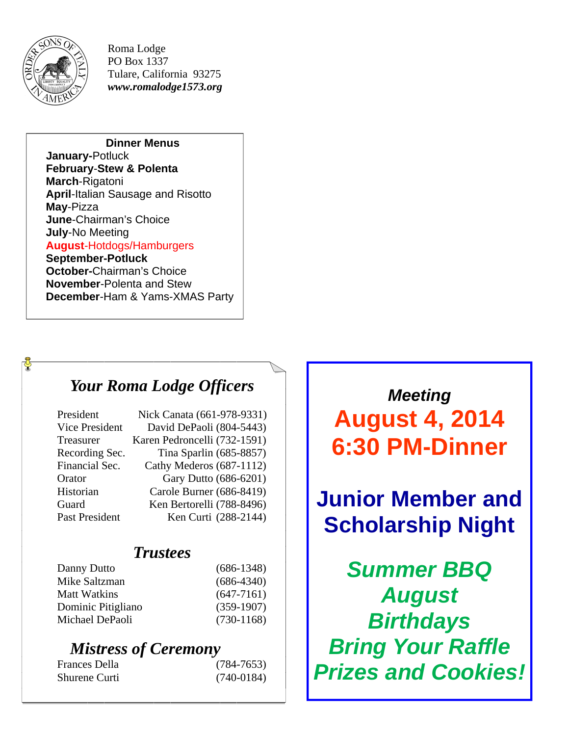Roma Lodge
PO Box 1337
Tulare, California 93275
***www.romalodge1573.org***

**Dinner Menus**

**January-**Potluck
**February-Stew & Polenta**
**March**-Rigatoni
**April**-Italian Sausage and Risotto
**May**-Pizza
**June**-Chairman's Choice
**July**-No Meeting
**August**-Hotdogs/Hamburgers
**September-Potluck**
**October-**Chairman's Choice
**November**-Polenta and Stew
**December**-Ham & Yams-XMAS Party

## *Your Roma Lodge Officers*

| | |
|---|---|
| President | Nick Canata (661-978-9331) |
| Vice President | David DePaoli (804-5443) |
| Treasurer | Karen Pedroncelli (732-1591) |
| Recording Sec. | Tina Sparlin (685-8857) |
| Financial Sec. | Cathy Mederos (687-1112) |
| Orator | Gary Dutto (686-6201) |
| Historian | Carole Burner (686-8419) |
| Guard | Ken Bertorelli (788-8496) |
| Past President | Ken Curti (288-2144) |

## *Trustees*

| | |
|---|---|
| Danny Dutto | (686-1348) |
| Mike Saltzman | (686-4340) |
| Matt Watkins | (647-7161) |
| Dominic Pitigliano | (359-1907) |
| Michael DePaoli | (730-1168) |

## *Mistress of Ceremony*

| | |
|---|---|
| Frances Della | (784-7653) |
| Shurene Curti | (740-0184) |

***Meeting***

**August 4, 2014**
**6:30 PM-Dinner**

**Junior Member and Scholarship Night**

***Summer BBQ***
***August***
***Birthdays***
***Bring Your Raffle Prizes and Cookies!***